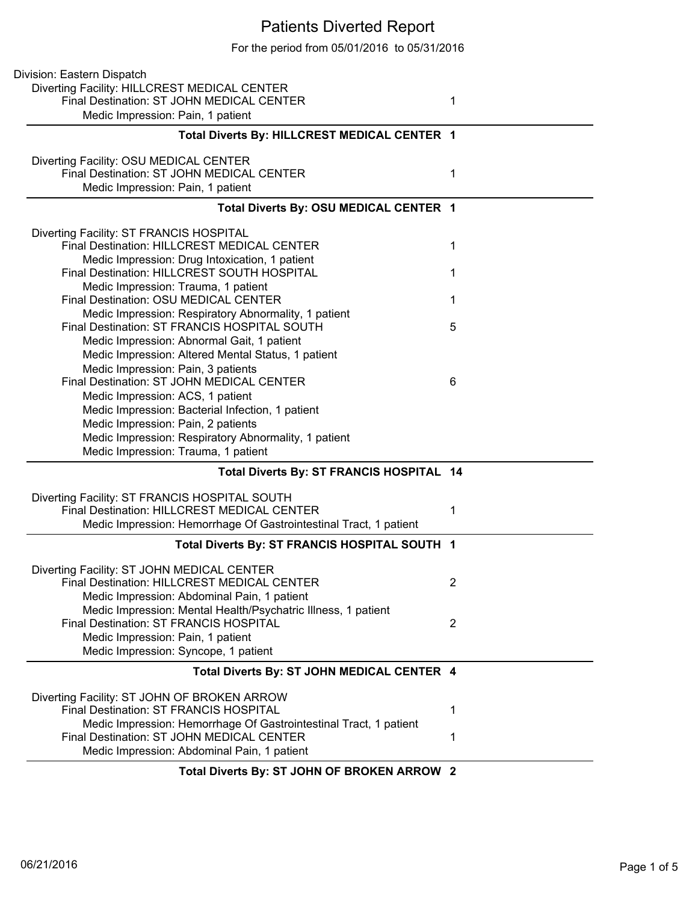# Patients Diverted Report

For the period from 05/01/2016 to 05/31/2016

Division: Eastern Dispatch

Diverting Facility: HILLCREST MEDICAL CENTER

- Final Destination: ST JOHN MEDICAL CENTER — 1
  - Medic Impression: Pain, 1 patient

**Total Diverts By: HILLCREST MEDICAL CENTER 1**

Diverting Facility: OSU MEDICAL CENTER

- Final Destination: ST JOHN MEDICAL CENTER — 1
  - Medic Impression: Pain, 1 patient

**Total Diverts By: OSU MEDICAL CENTER 1**

Diverting Facility: ST FRANCIS HOSPITAL

- Final Destination: HILLCREST MEDICAL CENTER — 1
  - Medic Impression: Drug Intoxication, 1 patient
- Final Destination: HILLCREST SOUTH HOSPITAL — 1
  - Medic Impression: Trauma, 1 patient
- Final Destination: OSU MEDICAL CENTER — 1
  - Medic Impression: Respiratory Abnormality, 1 patient
- Final Destination: ST FRANCIS HOSPITAL SOUTH — 5
  - Medic Impression: Abnormal Gait, 1 patient
  - Medic Impression: Altered Mental Status, 1 patient
  - Medic Impression: Pain, 3 patients
- Final Destination: ST JOHN MEDICAL CENTER — 6
  - Medic Impression: ACS, 1 patient
  - Medic Impression: Bacterial Infection, 1 patient
  - Medic Impression: Pain, 2 patients
  - Medic Impression: Respiratory Abnormality, 1 patient
  - Medic Impression: Trauma, 1 patient

**Total Diverts By: ST FRANCIS HOSPITAL 14**

Diverting Facility: ST FRANCIS HOSPITAL SOUTH

- Final Destination: HILLCREST MEDICAL CENTER — 1
  - Medic Impression: Hemorrhage Of Gastrointestinal Tract, 1 patient

**Total Diverts By: ST FRANCIS HOSPITAL SOUTH 1**

Diverting Facility: ST JOHN MEDICAL CENTER

- Final Destination: HILLCREST MEDICAL CENTER — 2
  - Medic Impression: Abdominal Pain, 1 patient
  - Medic Impression: Mental Health/Psychatric Illness, 1 patient
- Final Destination: ST FRANCIS HOSPITAL — 2
  - Medic Impression: Pain, 1 patient
  - Medic Impression: Syncope, 1 patient

**Total Diverts By: ST JOHN MEDICAL CENTER 4**

Diverting Facility: ST JOHN OF BROKEN ARROW

- Final Destination: ST FRANCIS HOSPITAL — 1
  - Medic Impression: Hemorrhage Of Gastrointestinal Tract, 1 patient
- Final Destination: ST JOHN MEDICAL CENTER — 1
  - Medic Impression: Abdominal Pain, 1 patient

**Total Diverts By: ST JOHN OF BROKEN ARROW 2**

06/21/2016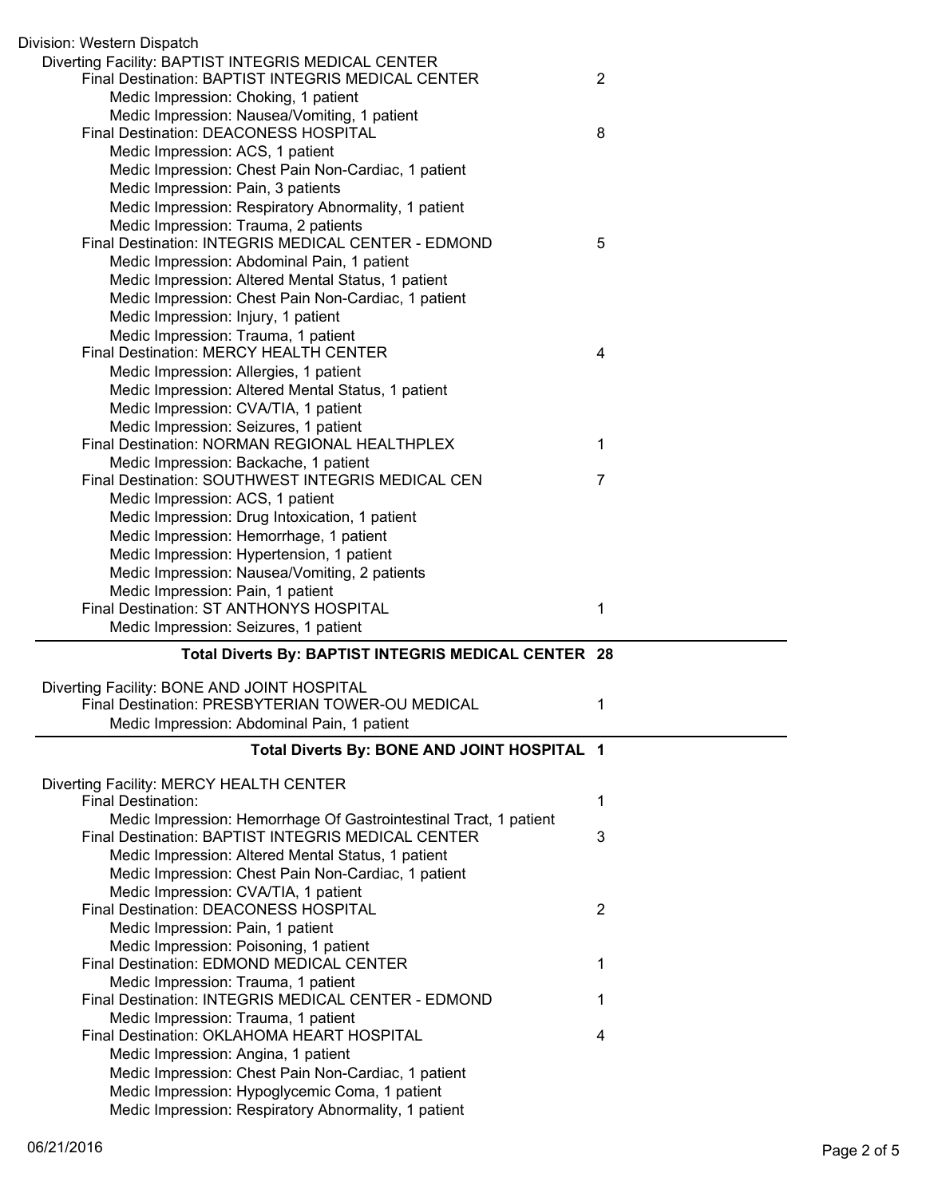Division: Western Dispatch

Diverting Facility: BAPTIST INTEGRIS MEDICAL CENTER

| | Count |
|---|---|
| Final Destination: BAPTIST INTEGRIS MEDICAL CENTER | 2 |
| Medic Impression: Choking, 1 patient | |
| Medic Impression: Nausea/Vomiting, 1 patient | |
| Final Destination: DEACONESS HOSPITAL | 8 |
| Medic Impression: ACS, 1 patient | |
| Medic Impression: Chest Pain Non-Cardiac, 1 patient | |
| Medic Impression: Pain, 3 patients | |
| Medic Impression: Respiratory Abnormality, 1 patient | |
| Medic Impression: Trauma, 2 patients | |
| Final Destination: INTEGRIS MEDICAL CENTER - EDMOND | 5 |
| Medic Impression: Abdominal Pain, 1 patient | |
| Medic Impression: Altered Mental Status, 1 patient | |
| Medic Impression: Chest Pain Non-Cardiac, 1 patient | |
| Medic Impression: Injury, 1 patient | |
| Medic Impression: Trauma, 1 patient | |
| Final Destination: MERCY HEALTH CENTER | 4 |
| Medic Impression: Allergies, 1 patient | |
| Medic Impression: Altered Mental Status, 1 patient | |
| Medic Impression: CVA/TIA, 1 patient | |
| Medic Impression: Seizures, 1 patient | |
| Final Destination: NORMAN REGIONAL HEALTHPLEX | 1 |
| Medic Impression: Backache, 1 patient | |
| Final Destination: SOUTHWEST INTEGRIS MEDICAL CEN | 7 |
| Medic Impression: ACS, 1 patient | |
| Medic Impression: Drug Intoxication, 1 patient | |
| Medic Impression: Hemorrhage, 1 patient | |
| Medic Impression: Hypertension, 1 patient | |
| Medic Impression: Nausea/Vomiting, 2 patients | |
| Medic Impression: Pain, 1 patient | |
| Final Destination: ST ANTHONYS HOSPITAL | 1 |
| Medic Impression: Seizures, 1 patient | |

**Total Diverts By: BAPTIST INTEGRIS MEDICAL CENTER 28**

Diverting Facility: BONE AND JOINT HOSPITAL

| | Count |
|---|---|
| Final Destination: PRESBYTERIAN TOWER-OU MEDICAL | 1 |
| Medic Impression: Abdominal Pain, 1 patient | |

**Total Diverts By: BONE AND JOINT HOSPITAL 1**

Diverting Facility: MERCY HEALTH CENTER

| | Count |
|---|---|
| Final Destination: | 1 |
| Medic Impression: Hemorrhage Of Gastrointestinal Tract, 1 patient | |
| Final Destination: BAPTIST INTEGRIS MEDICAL CENTER | 3 |
| Medic Impression: Altered Mental Status, 1 patient | |
| Medic Impression: Chest Pain Non-Cardiac, 1 patient | |
| Medic Impression: CVA/TIA, 1 patient | |
| Final Destination: DEACONESS HOSPITAL | 2 |
| Medic Impression: Pain, 1 patient | |
| Medic Impression: Poisoning, 1 patient | |
| Final Destination: EDMOND MEDICAL CENTER | 1 |
| Medic Impression: Trauma, 1 patient | |
| Final Destination: INTEGRIS MEDICAL CENTER - EDMOND | 1 |
| Medic Impression: Trauma, 1 patient | |
| Final Destination: OKLAHOMA HEART HOSPITAL | 4 |
| Medic Impression: Angina, 1 patient | |
| Medic Impression: Chest Pain Non-Cardiac, 1 patient | |
| Medic Impression: Hypoglycemic Coma, 1 patient | |
| Medic Impression: Respiratory Abnormality, 1 patient | |

06/21/2016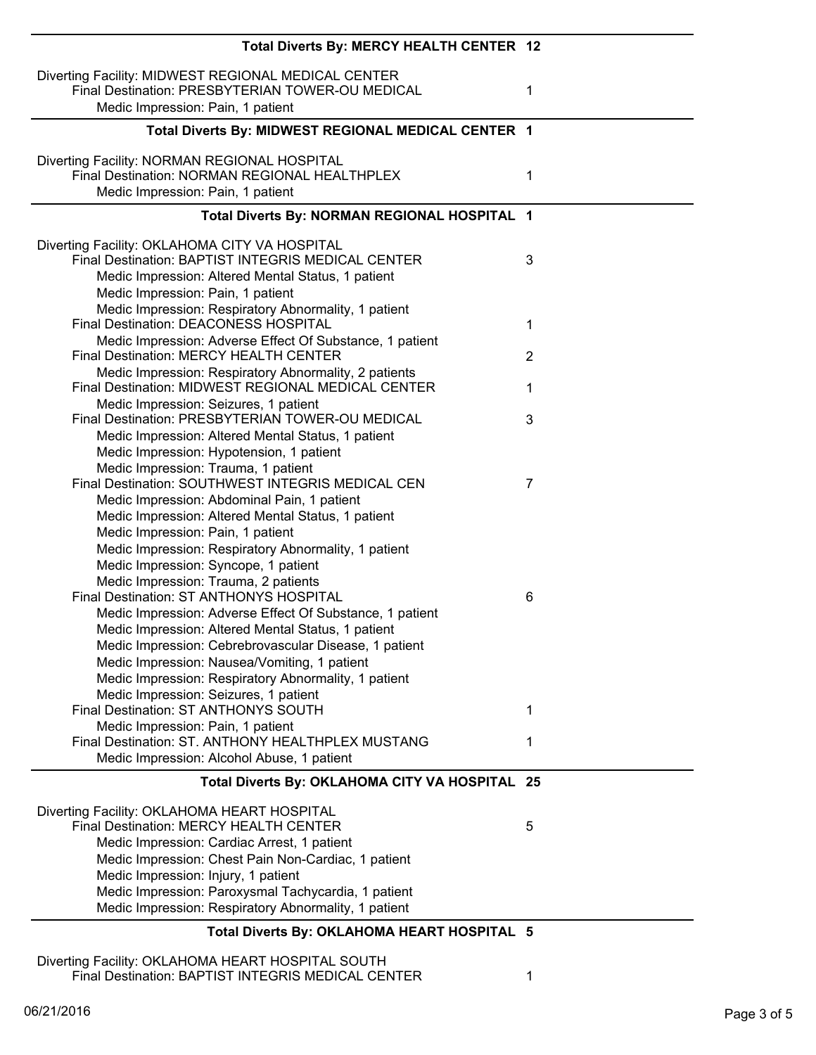**Total Diverts By: MERCY HEALTH CENTER 12**

Diverting Facility: MIDWEST REGIONAL MEDICAL CENTER
- Final Destination: PRESBYTERIAN TOWER-OU MEDICAL — 1
  - Medic Impression: Pain, 1 patient

**Total Diverts By: MIDWEST REGIONAL MEDICAL CENTER 1**

Diverting Facility: NORMAN REGIONAL HOSPITAL
- Final Destination: NORMAN REGIONAL HEALTHPLEX — 1
  - Medic Impression: Pain, 1 patient

**Total Diverts By: NORMAN REGIONAL HOSPITAL 1**

Diverting Facility: OKLAHOMA CITY VA HOSPITAL
- Final Destination: BAPTIST INTEGRIS MEDICAL CENTER — 3
  - Medic Impression: Altered Mental Status, 1 patient
  - Medic Impression: Pain, 1 patient
  - Medic Impression: Respiratory Abnormality, 1 patient
- Final Destination: DEACONESS HOSPITAL — 1
  - Medic Impression: Adverse Effect Of Substance, 1 patient
- Final Destination: MERCY HEALTH CENTER — 2
  - Medic Impression: Respiratory Abnormality, 2 patients
- Final Destination: MIDWEST REGIONAL MEDICAL CENTER — 1
  - Medic Impression: Seizures, 1 patient
- Final Destination: PRESBYTERIAN TOWER-OU MEDICAL — 3
  - Medic Impression: Altered Mental Status, 1 patient
  - Medic Impression: Hypotension, 1 patient
  - Medic Impression: Trauma, 1 patient
- Final Destination: SOUTHWEST INTEGRIS MEDICAL CEN — 7
  - Medic Impression: Abdominal Pain, 1 patient
  - Medic Impression: Altered Mental Status, 1 patient
  - Medic Impression: Pain, 1 patient
  - Medic Impression: Respiratory Abnormality, 1 patient
  - Medic Impression: Syncope, 1 patient
  - Medic Impression: Trauma, 2 patients
- Final Destination: ST ANTHONYS HOSPITAL — 6
  - Medic Impression: Adverse Effect Of Substance, 1 patient
  - Medic Impression: Altered Mental Status, 1 patient
  - Medic Impression: Cebrebrovascular Disease, 1 patient
  - Medic Impression: Nausea/Vomiting, 1 patient
  - Medic Impression: Respiratory Abnormality, 1 patient
  - Medic Impression: Seizures, 1 patient
- Final Destination: ST ANTHONYS SOUTH — 1
  - Medic Impression: Pain, 1 patient
- Final Destination: ST. ANTHONY HEALTHPLEX MUSTANG — 1
  - Medic Impression: Alcohol Abuse, 1 patient

**Total Diverts By: OKLAHOMA CITY VA HOSPITAL 25**

Diverting Facility: OKLAHOMA HEART HOSPITAL
- Final Destination: MERCY HEALTH CENTER — 5
  - Medic Impression: Cardiac Arrest, 1 patient
  - Medic Impression: Chest Pain Non-Cardiac, 1 patient
  - Medic Impression: Injury, 1 patient
  - Medic Impression: Paroxysmal Tachycardia, 1 patient
  - Medic Impression: Respiratory Abnormality, 1 patient

**Total Diverts By: OKLAHOMA HEART HOSPITAL 5**

Diverting Facility: OKLAHOMA HEART HOSPITAL SOUTH
- Final Destination: BAPTIST INTEGRIS MEDICAL CENTER — 1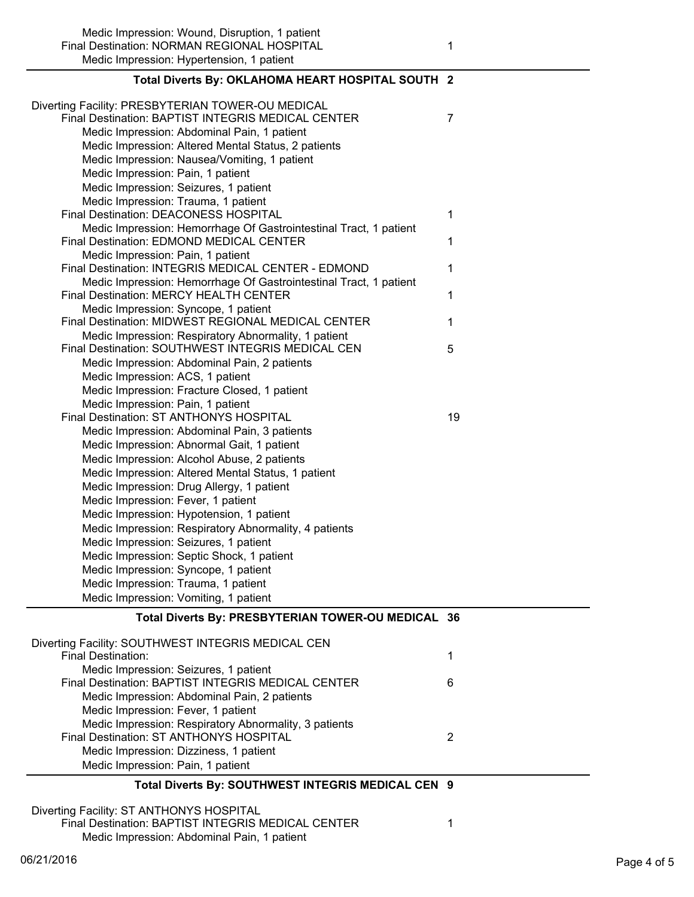Medic Impression: Wound, Disruption, 1 patient

Final Destination: NORMAN REGIONAL HOSPITAL — 1

Medic Impression: Hypertension, 1 patient

**Total Diverts By: OKLAHOMA HEART HOSPITAL SOUTH 2**

---

Diverting Facility: PRESBYTERIAN TOWER-OU MEDICAL

Final Destination: BAPTIST INTEGRIS MEDICAL CENTER — 7

- Medic Impression: Abdominal Pain, 1 patient
- Medic Impression: Altered Mental Status, 2 patients
- Medic Impression: Nausea/Vomiting, 1 patient
- Medic Impression: Pain, 1 patient
- Medic Impression: Seizures, 1 patient
- Medic Impression: Trauma, 1 patient

Final Destination: DEACONESS HOSPITAL — 1

- Medic Impression: Hemorrhage Of Gastrointestinal Tract, 1 patient

Final Destination: EDMOND MEDICAL CENTER — 1

- Medic Impression: Pain, 1 patient

Final Destination: INTEGRIS MEDICAL CENTER - EDMOND — 1

- Medic Impression: Hemorrhage Of Gastrointestinal Tract, 1 patient

Final Destination: MERCY HEALTH CENTER — 1

- Medic Impression: Syncope, 1 patient

Final Destination: MIDWEST REGIONAL MEDICAL CENTER — 1

- Medic Impression: Respiratory Abnormality, 1 patient

Final Destination: SOUTHWEST INTEGRIS MEDICAL CEN — 5

- Medic Impression: Abdominal Pain, 2 patients
- Medic Impression: ACS, 1 patient
- Medic Impression: Fracture Closed, 1 patient
- Medic Impression: Pain, 1 patient

Final Destination: ST ANTHONYS HOSPITAL — 19

- Medic Impression: Abdominal Pain, 3 patients
- Medic Impression: Abnormal Gait, 1 patient
- Medic Impression: Alcohol Abuse, 2 patients
- Medic Impression: Altered Mental Status, 1 patient
- Medic Impression: Drug Allergy, 1 patient
- Medic Impression: Fever, 1 patient
- Medic Impression: Hypotension, 1 patient
- Medic Impression: Respiratory Abnormality, 4 patients
- Medic Impression: Seizures, 1 patient
- Medic Impression: Septic Shock, 1 patient
- Medic Impression: Syncope, 1 patient
- Medic Impression: Trauma, 1 patient
- Medic Impression: Vomiting, 1 patient

**Total Diverts By: PRESBYTERIAN TOWER-OU MEDICAL 36**

---

Diverting Facility: SOUTHWEST INTEGRIS MEDICAL CEN

Final Destination: — 1

- Medic Impression: Seizures, 1 patient

Final Destination: BAPTIST INTEGRIS MEDICAL CENTER — 6

- Medic Impression: Abdominal Pain, 2 patients
- Medic Impression: Fever, 1 patient
- Medic Impression: Respiratory Abnormality, 3 patients

Final Destination: ST ANTHONYS HOSPITAL — 2

- Medic Impression: Dizziness, 1 patient
- Medic Impression: Pain, 1 patient

**Total Diverts By: SOUTHWEST INTEGRIS MEDICAL CEN 9**

---

Diverting Facility: ST ANTHONYS HOSPITAL

Final Destination: BAPTIST INTEGRIS MEDICAL CENTER — 1

- Medic Impression: Abdominal Pain, 1 patient

06/21/2016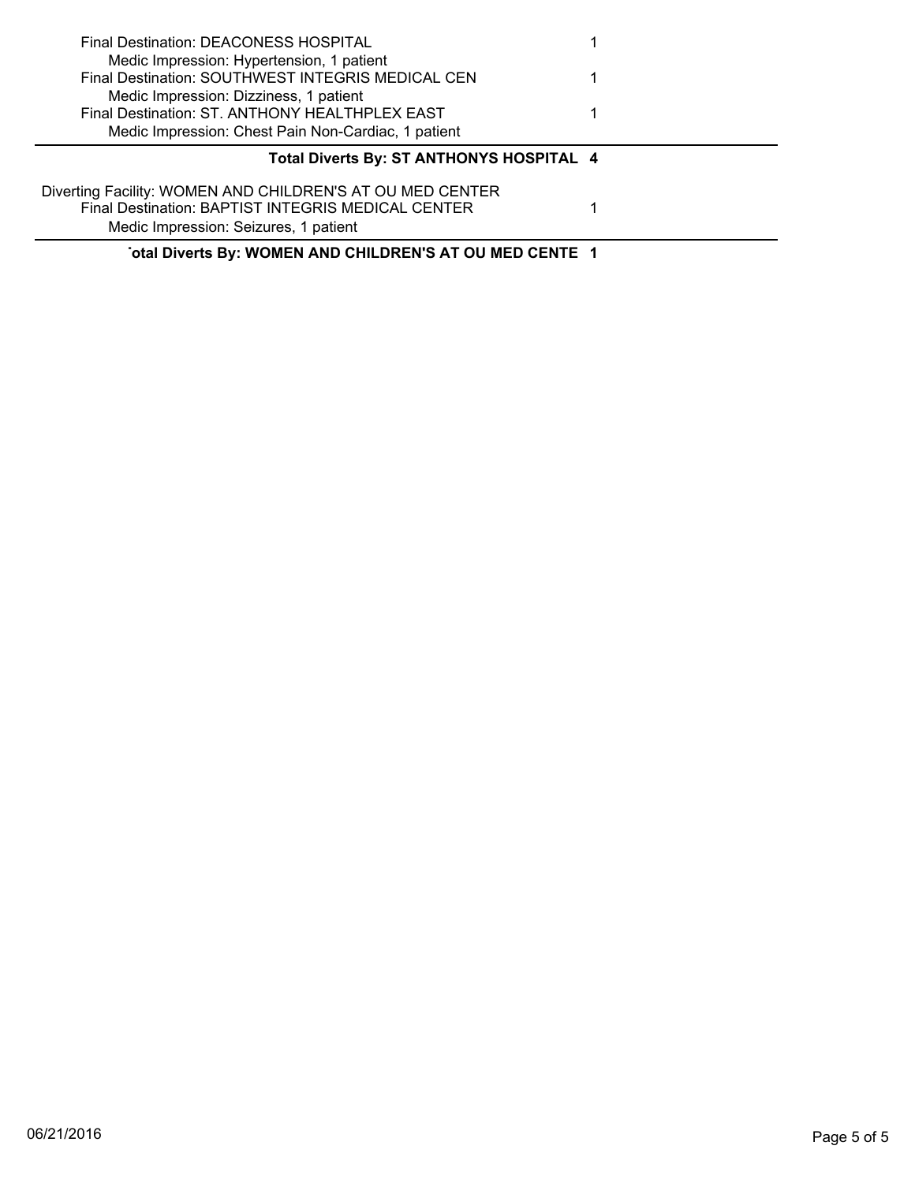| | |
|---|---|
| Final Destination: DEACONESS HOSPITAL | 1 |
| Medic Impression: Hypertension, 1 patient | |
| Final Destination: SOUTHWEST INTEGRIS MEDICAL CEN | 1 |
| Medic Impression: Dizziness, 1 patient | |
| Final Destination: ST. ANTHONY HEALTHPLEX EAST | 1 |
| Medic Impression: Chest Pain Non-Cardiac, 1 patient | |
| **Total Diverts By: ST ANTHONYS HOSPITAL** | **4** |
| Diverting Facility: WOMEN AND CHILDREN'S AT OU MED CENTER | |
| Final Destination: BAPTIST INTEGRIS MEDICAL CENTER | 1 |
| Medic Impression: Seizures, 1 patient | |
| **Total Diverts By: WOMEN AND CHILDREN'S AT OU MED CENTE** | **1** |

06/21/2016